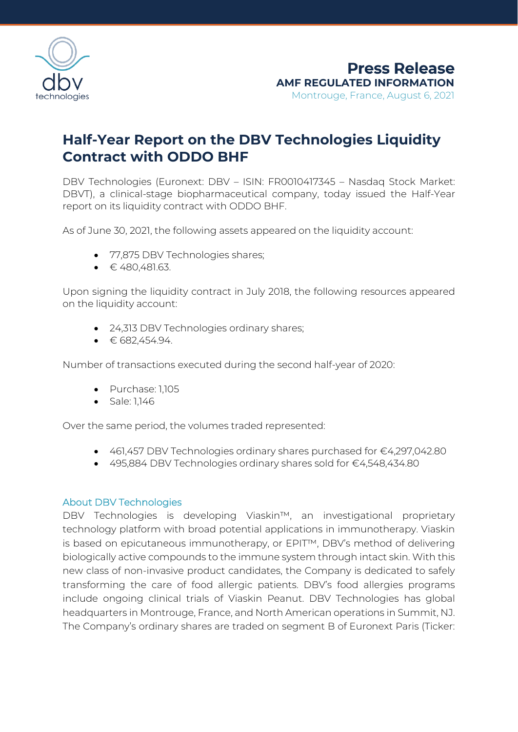**Press Release**
**AMF REGULATED INFORMATION**
Montrouge, France, August 6, 2021

# Half-Year Report on the DBV Technologies Liquidity Contract with ODDO BHF

DBV Technologies (Euronext: DBV – ISIN: FR0010417345 – Nasdaq Stock Market: DBVT), a clinical-stage biopharmaceutical company, today issued the Half-Year report on its liquidity contract with ODDO BHF.

As of June 30, 2021, the following assets appeared on the liquidity account:

- 77,875 DBV Technologies shares;
- € 480,481.63.

Upon signing the liquidity contract in July 2018, the following resources appeared on the liquidity account:

- 24,313 DBV Technologies ordinary shares;
- € 682,454.94.

Number of transactions executed during the second half-year of 2020:

- Purchase: 1,105
- Sale: 1,146

Over the same period, the volumes traded represented:

- 461,457 DBV Technologies ordinary shares purchased for €4,297,042.80
- 495,884 DBV Technologies ordinary shares sold for €4,548,434.80

## About DBV Technologies

DBV Technologies is developing Viaskin™, an investigational proprietary technology platform with broad potential applications in immunotherapy. Viaskin is based on epicutaneous immunotherapy, or EPIT™, DBV's method of delivering biologically active compounds to the immune system through intact skin. With this new class of non-invasive product candidates, the Company is dedicated to safely transforming the care of food allergic patients. DBV's food allergies programs include ongoing clinical trials of Viaskin Peanut. DBV Technologies has global headquarters in Montrouge, France, and North American operations in Summit, NJ. The Company's ordinary shares are traded on segment B of Euronext Paris (Ticker: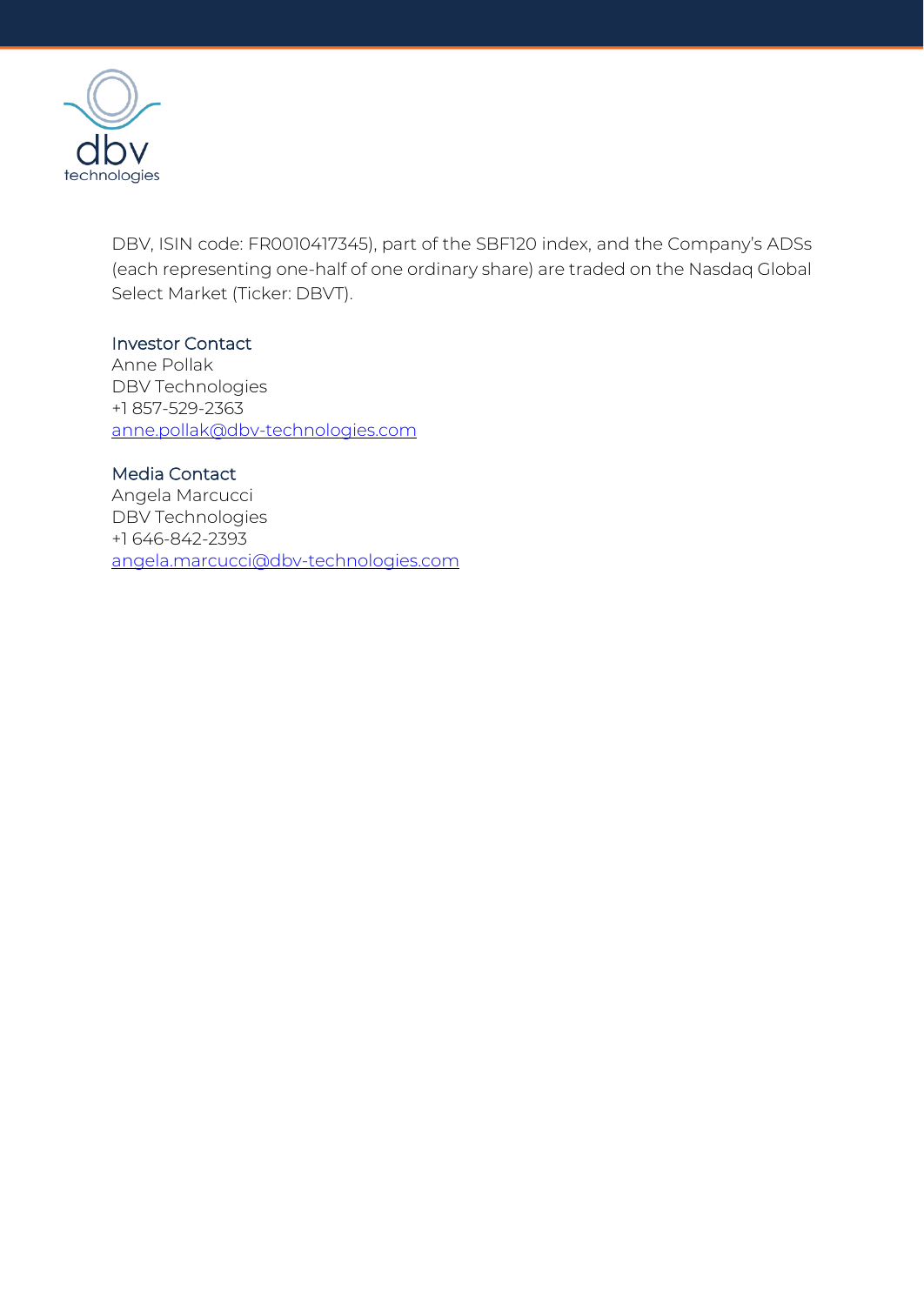DBV, ISIN code: FR0010417345), part of the SBF120 index, and the Company's ADSs (each representing one-half of one ordinary share) are traded on the Nasdaq Global Select Market (Ticker: DBVT).

**Investor Contact**
Anne Pollak
DBV Technologies
+1 857-529-2363
anne.pollak@dbv-technologies.com

**Media Contact**
Angela Marcucci
DBV Technologies
+1 646-842-2393
angela.marcucci@dbv-technologies.com